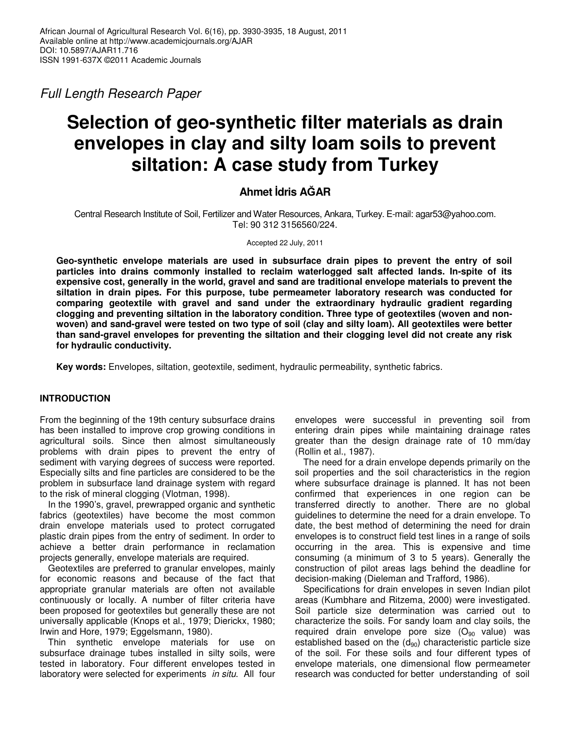*Full Length Research Paper*

# Selection of geo-synthetic filter materials as drain envelopes in clay and silty loam soils to prevent siltation: A case study from Turkey

**Ahmet İdris AĞAR**

Central Research Institute of Soil, Fertilizer and Water Resources, Ankara, Turkey. E-mail: agar53@yahoo.com. Tel: 90 312 3156560/224.

Accepted 22 July, 2011

**Geo-synthetic envelope materials are used in subsurface drain pipes to prevent the entry of soil particles into drains commonly installed to reclaim waterlogged salt affected lands. In-spite of its expensive cost, generally in the world, gravel and sand are traditional envelope materials to prevent the siltation in drain pipes. For this purpose, tube permeameter laboratory research was conducted for comparing geotextile with gravel and sand under the extraordinary hydraulic gradient regarding clogging and preventing siltation in the laboratory condition. Three type of geotextiles (woven and non-woven) and sand-gravel were tested on two type of soil (clay and silty loam). All geotextiles were better than sand-gravel envelopes for preventing the siltation and their clogging level did not create any risk for hydraulic conductivity.**

**Key words:** Envelopes, siltation, geotextile, sediment, hydraulic permeability, synthetic fabrics.

## INTRODUCTION

From the beginning of the 19th century subsurface drains has been installed to improve crop growing conditions in agricultural soils. Since then almost simultaneously problems with drain pipes to prevent the entry of sediment with varying degrees of success were reported. Especially silts and fine particles are considered to be the problem in subsurface land drainage system with regard to the risk of mineral clogging (Vlotman, 1998).

In the 1990's, gravel, prewrapped organic and synthetic fabrics (geotextiles) have become the most common drain envelope materials used to protect corrugated plastic drain pipes from the entry of sediment. In order to achieve a better drain performance in reclamation projects generally, envelope materials are required.

Geotextiles are preferred to granular envelopes, mainly for economic reasons and because of the fact that appropriate granular materials are often not available continuously or locally. A number of filter criteria have been proposed for geotextiles but generally these are not universally applicable (Knops et al., 1979; Dierickx, 1980; Irwin and Hore, 1979; Eggelsmann, 1980).

Thin synthetic envelope materials for use on subsurface drainage tubes installed in silty soils, were tested in laboratory. Four different envelopes tested in laboratory were selected for experiments *in situ*. All four envelopes were successful in preventing soil from entering drain pipes while maintaining drainage rates greater than the design drainage rate of 10 mm/day (Rollin et al., 1987).

The need for a drain envelope depends primarily on the soil properties and the soil characteristics in the region where subsurface drainage is planned. It has not been confirmed that experiences in one region can be transferred directly to another. There are no global guidelines to determine the need for a drain envelope. To date, the best method of determining the need for drain envelopes is to construct field test lines in a range of soils occurring in the area. This is expensive and time consuming (a minimum of 3 to 5 years). Generally the construction of pilot areas lags behind the deadline for decision-making (Dieleman and Trafford, 1986).

Specifications for drain envelopes in seven Indian pilot areas (Kumbhare and Ritzema, 2000) were investigated. Soil particle size determination was carried out to characterize the soils. For sandy loam and clay soils, the required drain envelope pore size ($O_{90}$ value) was established based on the ($d_{90}$) characteristic particle size of the soil. For these soils and four different types of envelope materials, one dimensional flow permeameter research was conducted for better understanding of soil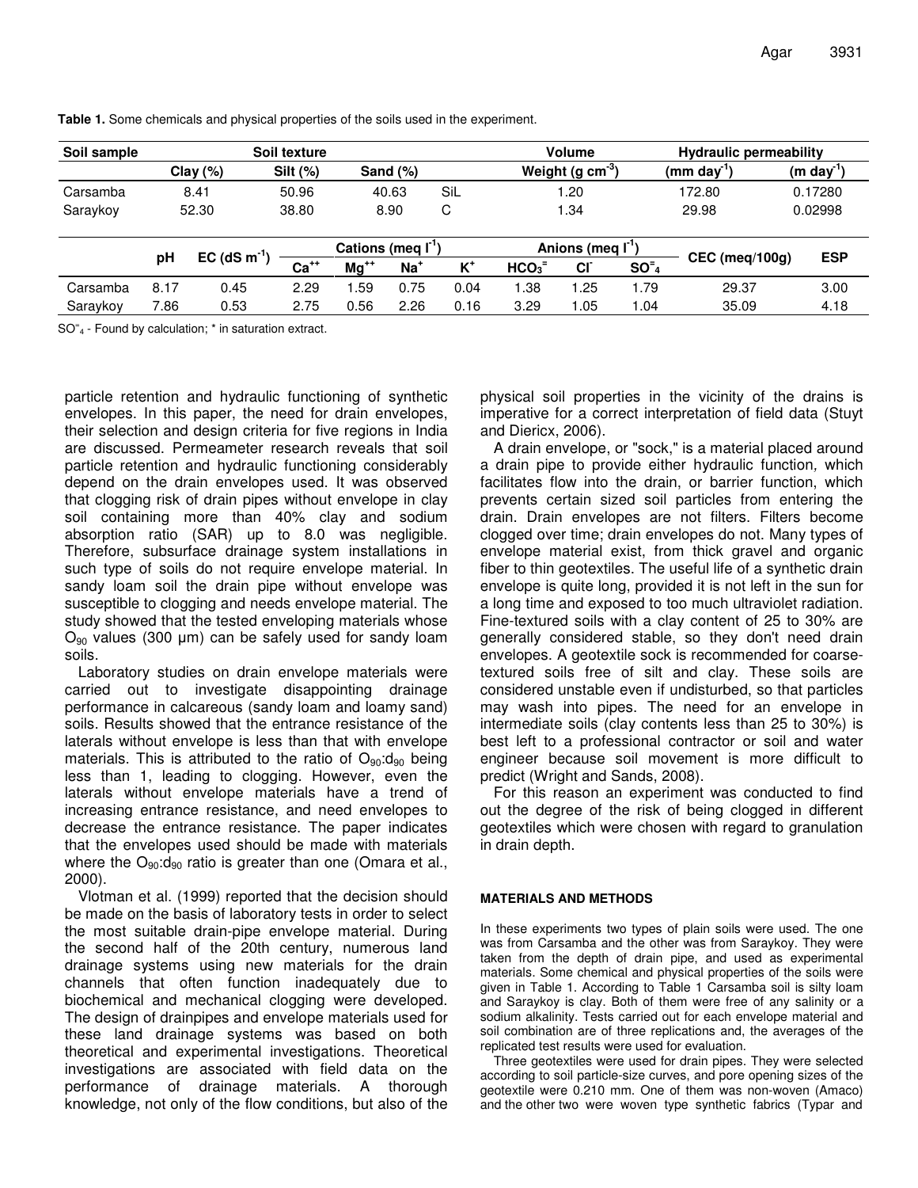**Table 1.** Some chemicals and physical properties of the soils used in the experiment.

| Soil sample | Soil texture | | | | Volume | Hydraulic permeability | |
|---|---|---|---|---|---|---|---|
| | Clay (%) | Silt (%) | Sand (%) | | Weight (g $cm^{-3}$) | (mm $day^{-1}$) | (m $day^{-1}$) |
| Carsamba | 8.41 | 50.96 | 40.63 | SiL | 1.20 | 172.80 | 0.17280 |
| Saraykoy | 52.30 | 38.80 | 8.90 | C | 1.34 | 29.98 | 0.02998 |

| | pH | EC (dS $m^{-1}$) | Cations (meq $l^{-1}$) | | | | Anions (meq $l^{-1}$) | | | CEC (meq/100g) | ESP |
|---|---|---|---|---|---|---|---|---|---|---|---|
| | | | $Ca^{++}$ | $Mg^{++}$ | $Na^{+}$ | $K^{+}$ | $HCO_3^{=}$ | $Cl^{-}$ | $SO^{=}_4$ | | |
| Carsamba | 8.17 | 0.45 | 2.29 | 1.59 | 0.75 | 0.04 | 1.38 | 1.25 | 1.79 | 29.37 | 3.00 |
| Saraykoy | 7.86 | 0.53 | 2.75 | 0.56 | 2.26 | 0.16 | 3.29 | 1.05 | 1.04 | 35.09 | 4.18 |

$SO^{=}_4$ - Found by calculation; * in saturation extract.

particle retention and hydraulic functioning of synthetic envelopes. In this paper, the need for drain envelopes, their selection and design criteria for five regions in India are discussed. Permeameter research reveals that soil particle retention and hydraulic functioning considerably depend on the drain envelopes used. It was observed that clogging risk of drain pipes without envelope in clay soil containing more than 40% clay and sodium absorption ratio (SAR) up to 8.0 was negligible. Therefore, subsurface drainage system installations in such type of soils do not require envelope material. In sandy loam soil the drain pipe without envelope was susceptible to clogging and needs envelope material. The study showed that the tested enveloping materials whose $O_{90}$ values (300 µm) can be safely used for sandy loam soils.

Laboratory studies on drain envelope materials were carried out to investigate disappointing drainage performance in calcareous (sandy loam and loamy sand) soils. Results showed that the entrance resistance of the laterals without envelope is less than that with envelope materials. This is attributed to the ratio of $O_{90}$:$d_{90}$ being less than 1, leading to clogging. However, even the laterals without envelope materials have a trend of increasing entrance resistance, and need envelopes to decrease the entrance resistance. The paper indicates that the envelopes used should be made with materials where the $O_{90}$:$d_{90}$ ratio is greater than one (Omara et al., 2000).

Vlotman et al. (1999) reported that the decision should be made on the basis of laboratory tests in order to select the most suitable drain-pipe envelope material. During the second half of the 20th century, numerous land drainage systems using new materials for the drain channels that often function inadequately due to biochemical and mechanical clogging were developed. The design of drainpipes and envelope materials used for these land drainage systems was based on both theoretical and experimental investigations. Theoretical investigations are associated with field data on the performance of drainage materials. A thorough knowledge, not only of the flow conditions, but also of the physical soil properties in the vicinity of the drains is imperative for a correct interpretation of field data (Stuyt and Dierickx, 2006).

A drain envelope, or "sock," is a material placed around a drain pipe to provide either hydraulic function, which facilitates flow into the drain, or barrier function, which prevents certain sized soil particles from entering the drain. Drain envelopes are not filters. Filters become clogged over time; drain envelopes do not. Many types of envelope material exist, from thick gravel and organic fiber to thin geotextiles. The useful life of a synthetic drain envelope is quite long, provided it is not left in the sun for a long time and exposed to too much ultraviolet radiation. Fine-textured soils with a clay content of 25 to 30% are generally considered stable, so they don't need drain envelopes. A geotextile sock is recommended for coarse-textured soils free of silt and clay. These soils are considered unstable even if undisturbed, so that particles may wash into pipes. The need for an envelope in intermediate soils (clay contents less than 25 to 30%) is best left to a professional contractor or soil and water engineer because soil movement is more difficult to predict (Wright and Sands, 2008).

For this reason an experiment was conducted to find out the degree of the risk of being clogged in different geotextiles which were chosen with regard to granulation in drain depth.

## MATERIALS AND METHODS

In these experiments two types of plain soils were used. The one was from Carsamba and the other was from Saraykoy. They were taken from the depth of drain pipe, and used as experimental materials. Some chemical and physical properties of the soils were given in Table 1. According to Table 1 Carsamba soil is silty loam and Saraykoy is clay. Both of them were free of any salinity or a sodium alkalinity. Tests carried out for each envelope material and soil combination are of three replications and, the averages of the replicated test results were used for evaluation.

Three geotextiles were used for drain pipes. They were selected according to soil particle-size curves, and pore opening sizes of the geotextile were 0.210 mm. One of them was non-woven (Amaco) and the other two were woven type synthetic fabrics (Typar and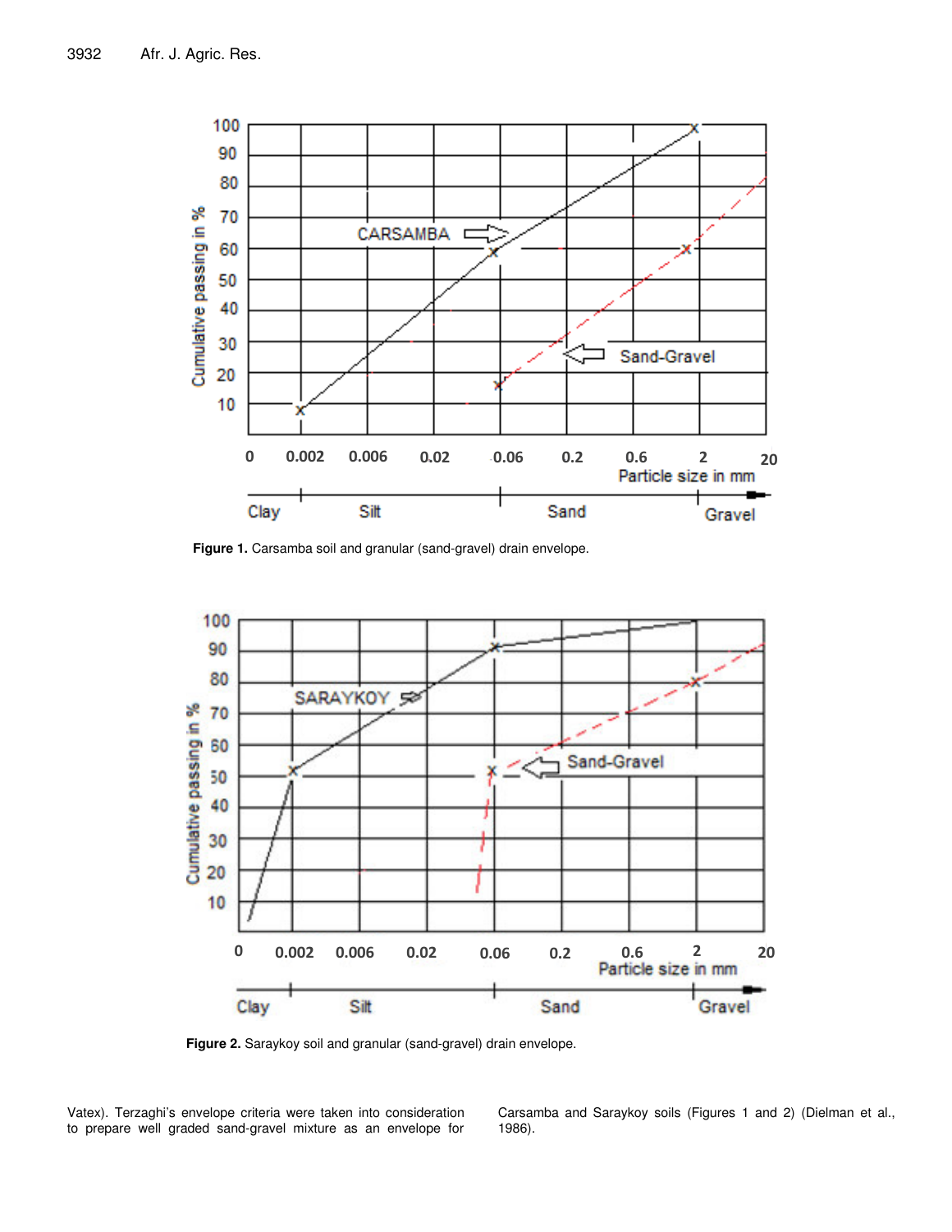Figure 1. Carsamba soil and granular (sand-gravel) drain envelope.

Figure 2. Saraykoy soil and granular (sand-gravel) drain envelope.

Vatex). Terzaghi's envelope criteria were taken into consideration to prepare well graded sand-gravel mixture as an envelope for Carsamba and Saraykoy soils (Figures 1 and 2) (Dielman et al., 1986).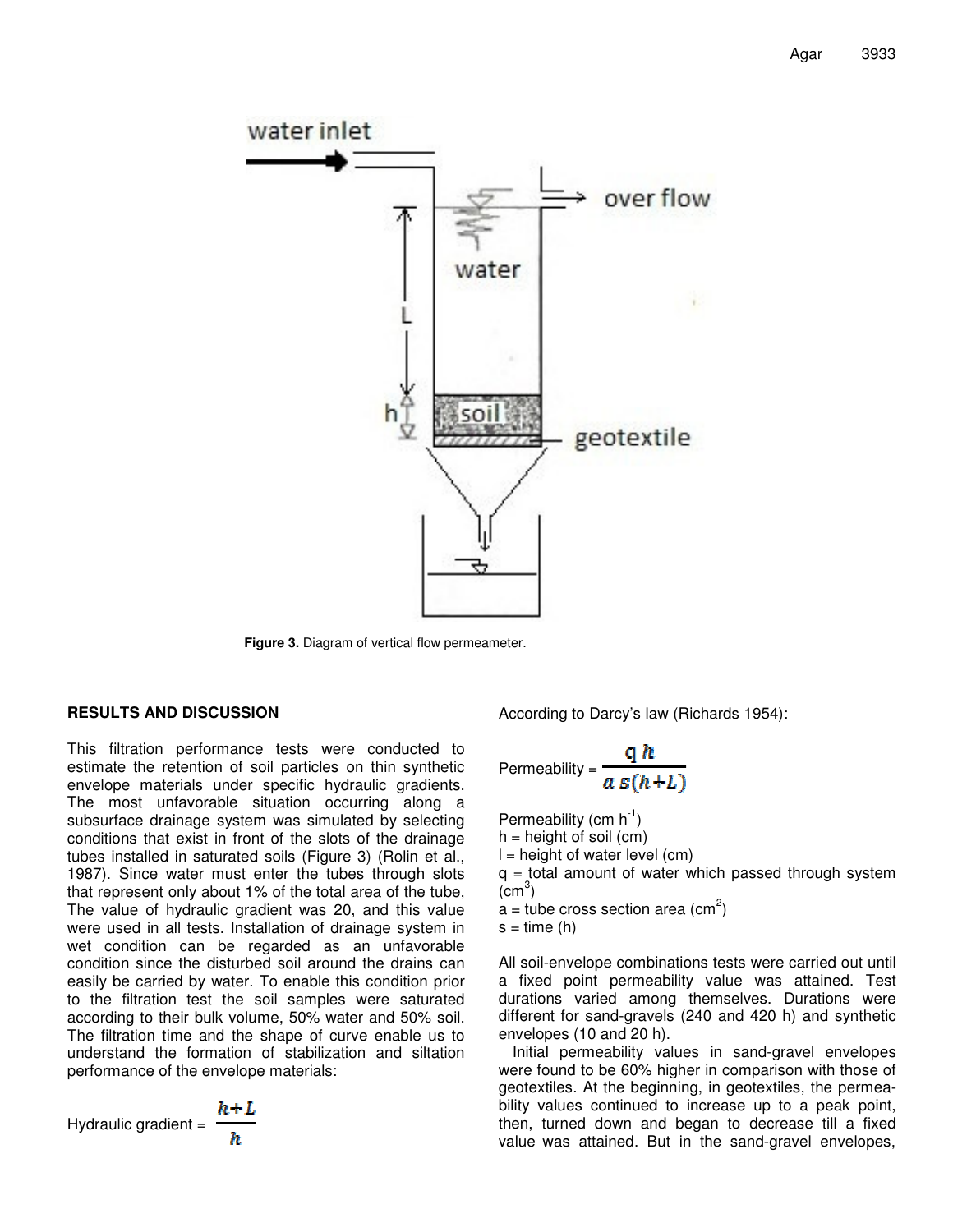Figure 3. Diagram of vertical flow permeameter.

## RESULTS AND DISCUSSION

This filtration performance tests were conducted to estimate the retention of soil particles on thin synthetic envelope materials under specific hydraulic gradients. The most unfavorable situation occurring along a subsurface drainage system was simulated by selecting conditions that exist in front of the slots of the drainage tubes installed in saturated soils (Figure 3) (Rolin et al., 1987). Since water must enter the tubes through slots that represent only about 1% of the total area of the tube, The value of hydraulic gradient was 20, and this value were used in all tests. Installation of drainage system in wet condition can be regarded as an unfavorable condition since the disturbed soil around the drains can easily be carried by water. To enable this condition prior to the filtration test the soil samples were saturated according to their bulk volume, 50% water and 50% soil. The filtration time and the shape of curve enable us to understand the formation of stabilization and siltation performance of the envelope materials:

$$\text{Hydraulic gradient} = \frac{h+L}{h}$$

According to Darcy's law (Richards 1954):

$$\text{Permeability} = \frac{q\,h}{a\,s(h+L)}$$

Permeability (cm $h^{-1}$)
h = height of soil (cm)
l = height of water level (cm)
q = total amount of water which passed through system ($cm^3$)
a = tube cross section area ($cm^2$)
s = time (h)

All soil-envelope combinations tests were carried out until a fixed point permeability value was attained. Test durations varied among themselves. Durations were different for sand-gravels (240 and 420 h) and synthetic envelopes (10 and 20 h).

Initial permeability values in sand-gravel envelopes were found to be 60% higher in comparison with those of geotextiles. At the beginning, in geotextiles, the permeability values continued to increase up to a peak point, then, turned down and began to decrease till a fixed value was attained. But in the sand-gravel envelopes,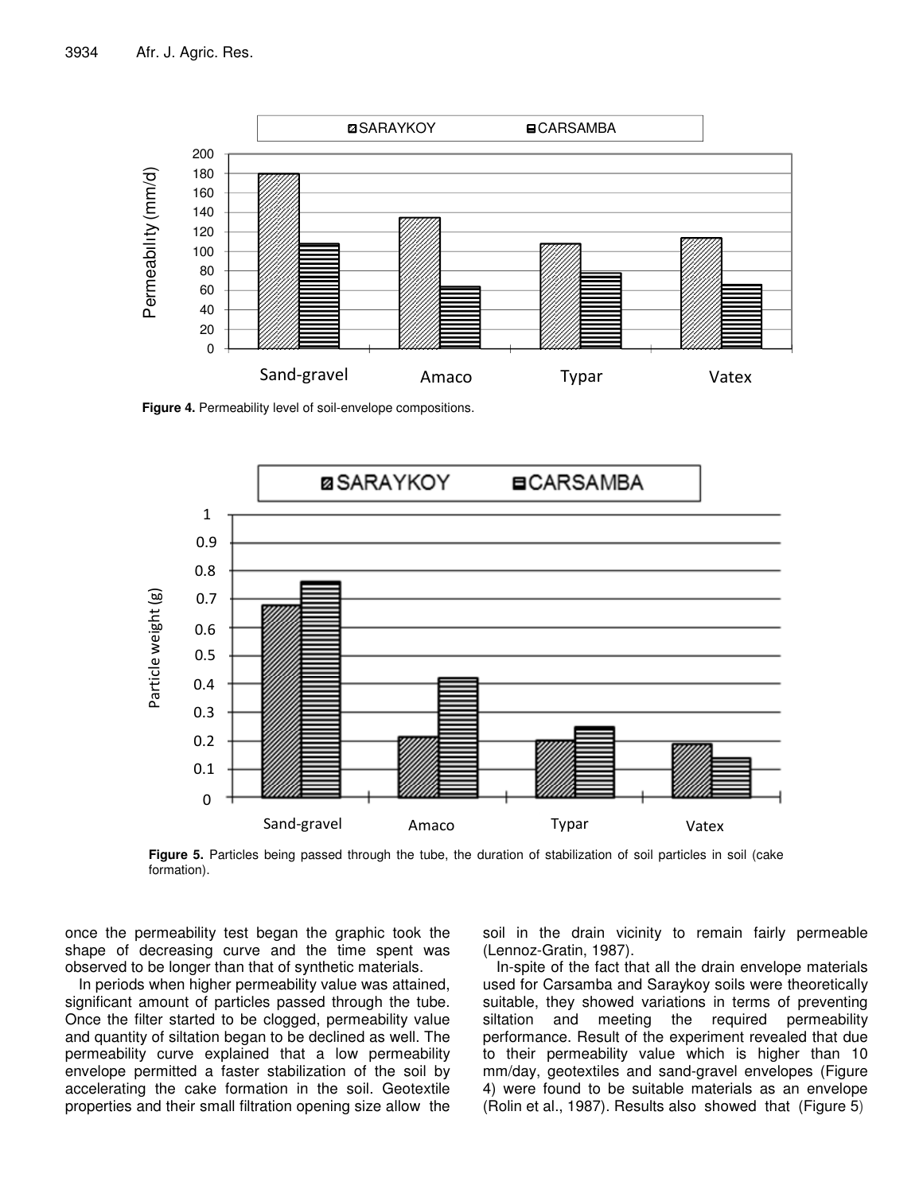**Figure 4.** Permeability level of soil-envelope compositions.

**Figure 5.** Particles being passed through the tube, the duration of stabilization of soil particles in soil (cake formation).

once the permeability test began the graphic took the shape of decreasing curve and the time spent was observed to be longer than that of synthetic materials.

In periods when higher permeability value was attained, significant amount of particles passed through the tube. Once the filter started to be clogged, permeability value and quantity of siltation began to be declined as well. The permeability curve explained that a low permeability envelope permitted a faster stabilization of the soil by accelerating the cake formation in the soil. Geotextile properties and their small filtration opening size allow the soil in the drain vicinity to remain fairly permeable (Lennoz-Gratin, 1987).

In-spite of the fact that all the drain envelope materials used for Carsamba and Saraykoy soils were theoretically suitable, they showed variations in terms of preventing siltation and meeting the required permeability performance. Result of the experiment revealed that due to their permeability value which is higher than 10 mm/day, geotextiles and sand-gravel envelopes (Figure 4) were found to be suitable materials as an envelope (Rolin et al., 1987). Results also showed that (Figure 5)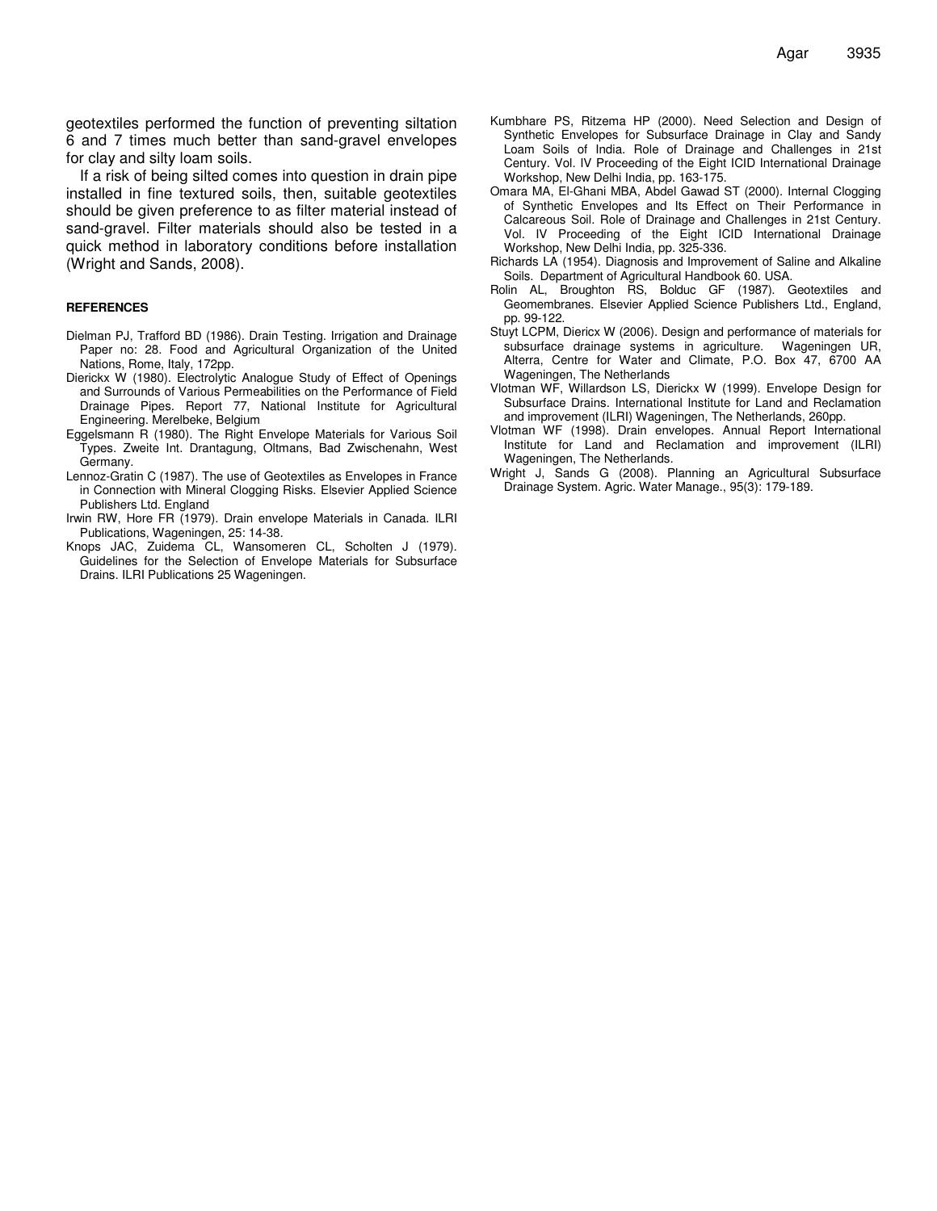geotextiles performed the function of preventing siltation 6 and 7 times much better than sand-gravel envelopes for clay and silty loam soils.

If a risk of being silted comes into question in drain pipe installed in fine textured soils, then, suitable geotextiles should be given preference to as filter material instead of sand-gravel. Filter materials should also be tested in a quick method in laboratory conditions before installation (Wright and Sands, 2008).

## REFERENCES

Dielman PJ, Trafford BD (1986). Drain Testing. Irrigation and Drainage Paper no: 28. Food and Agricultural Organization of the United Nations, Rome, Italy, 172pp.

Dierickx W (1980). Electrolytic Analogue Study of Effect of Openings and Surrounds of Various Permeabilities on the Performance of Field Drainage Pipes. Report 77, National Institute for Agricultural Engineering. Merelbeke, Belgium

Eggelsmann R (1980). The Right Envelope Materials for Various Soil Types. Zweite Int. Drantagung, Oltmans, Bad Zwischenahn, West Germany.

Lennoz-Gratin C (1987). The use of Geotextiles as Envelopes in France in Connection with Mineral Clogging Risks. Elsevier Applied Science Publishers Ltd. England

Irwin RW, Hore FR (1979). Drain envelope Materials in Canada. ILRI Publications, Wageningen, 25: 14-38.

Knops JAC, Zuidema CL, Wansomeren CL, Scholten J (1979). Guidelines for the Selection of Envelope Materials for Subsurface Drains. ILRI Publications 25 Wageningen.

Kumbhare PS, Ritzema HP (2000). Need Selection and Design of Synthetic Envelopes for Subsurface Drainage in Clay and Sandy Loam Soils of India. Role of Drainage and Challenges in 21st Century. Vol. IV Proceeding of the Eight ICID International Drainage Workshop, New Delhi India, pp. 163-175.

Omara MA, El-Ghani MBA, Abdel Gawad ST (2000). Internal Clogging of Synthetic Envelopes and Its Effect on Their Performance in Calcareous Soil. Role of Drainage and Challenges in 21st Century. Vol. IV Proceeding of the Eight ICID International Drainage Workshop, New Delhi India, pp. 325-336.

Richards LA (1954). Diagnosis and Improvement of Saline and Alkaline Soils. Department of Agricultural Handbook 60. USA.

Rolin AL, Broughton RS, Bolduc GF (1987). Geotextiles and Geomembranes. Elsevier Applied Science Publishers Ltd., England, pp. 99-122.

Stuyt LCPM, Diericx W (2006). Design and performance of materials for subsurface drainage systems in agriculture. Wageningen UR, Alterra, Centre for Water and Climate, P.O. Box 47, 6700 AA Wageningen, The Netherlands

Vlotman WF, Willardson LS, Dierickx W (1999). Envelope Design for Subsurface Drains. International Institute for Land and Reclamation and improvement (ILRI) Wageningen, The Netherlands, 260pp.

Vlotman WF (1998). Drain envelopes. Annual Report International Institute for Land and Reclamation and improvement (ILRI) Wageningen, The Netherlands.

Wright J, Sands G (2008). Planning an Agricultural Subsurface Drainage System. Agric. Water Manage., 95(3): 179-189.